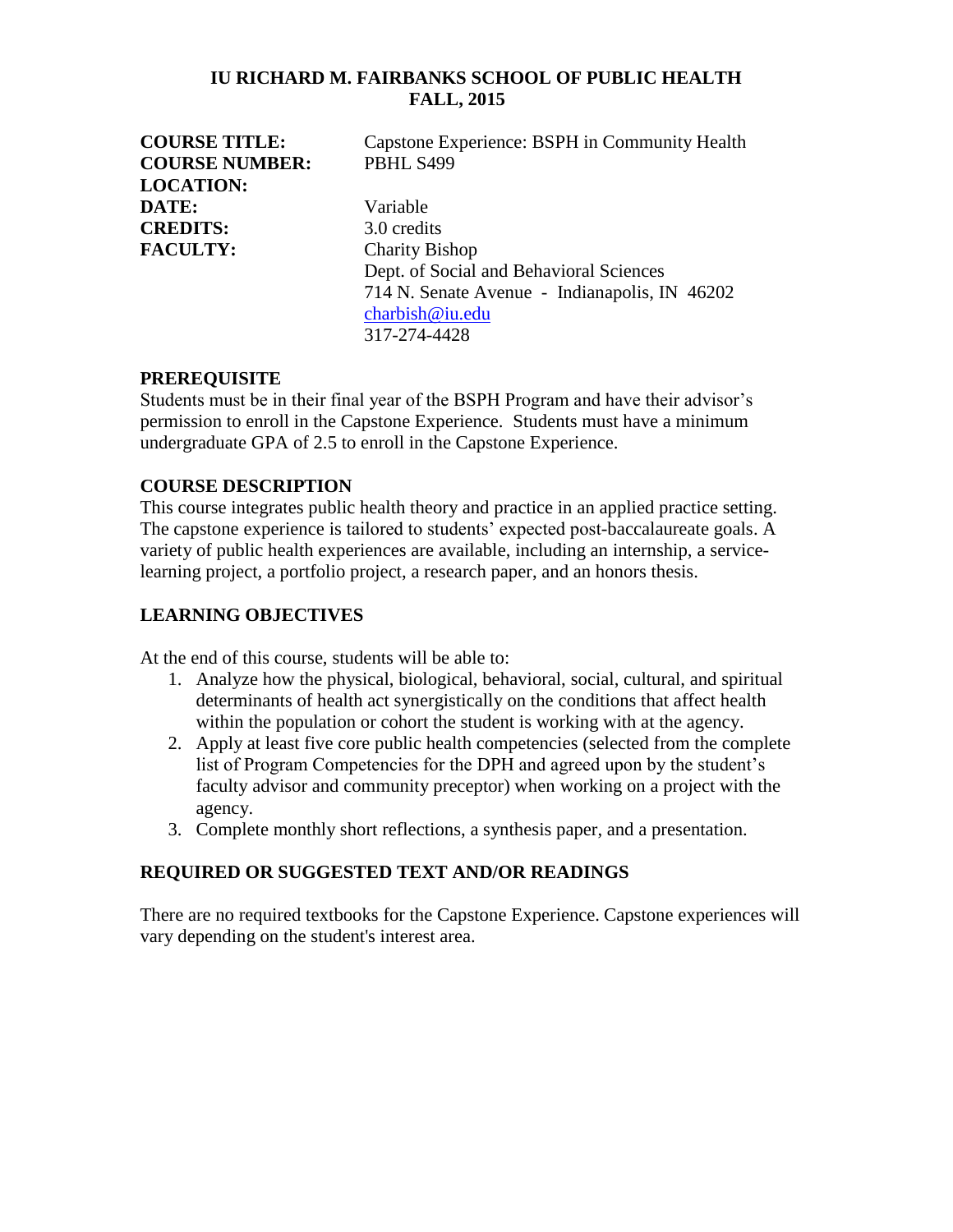**IU RICHARD M. FAIRBANKS SCHOOL OF PUBLIC HEALTH**
**FALL, 2015**

| | |
|---|---|
| **COURSE TITLE:** | Capstone Experience: BSPH in Community Health |
| **COURSE NUMBER:** | PBHL S499 |
| **LOCATION:** | |
| **DATE:** | Variable |
| **CREDITS:** | 3.0 credits |
| **FACULTY:** | Charity Bishop<br>Dept. of Social and Behavioral Sciences<br>714 N. Senate Avenue - Indianapolis, IN 46202<br>charbish@iu.edu<br>317-274-4428 |

## PREREQUISITE

Students must be in their final year of the BSPH Program and have their advisor's permission to enroll in the Capstone Experience. Students must have a minimum undergraduate GPA of 2.5 to enroll in the Capstone Experience.

## COURSE DESCRIPTION

This course integrates public health theory and practice in an applied practice setting. The capstone experience is tailored to students' expected post-baccalaureate goals. A variety of public health experiences are available, including an internship, a service-learning project, a portfolio project, a research paper, and an honors thesis.

## LEARNING OBJECTIVES

At the end of this course, students will be able to:

1. Analyze how the physical, biological, behavioral, social, cultural, and spiritual determinants of health act synergistically on the conditions that affect health within the population or cohort the student is working with at the agency.
2. Apply at least five core public health competencies (selected from the complete list of Program Competencies for the DPH and agreed upon by the student's faculty advisor and community preceptor) when working on a project with the agency.
3. Complete monthly short reflections, a synthesis paper, and a presentation.

## REQUIRED OR SUGGESTED TEXT AND/OR READINGS

There are no required textbooks for the Capstone Experience. Capstone experiences will vary depending on the student's interest area.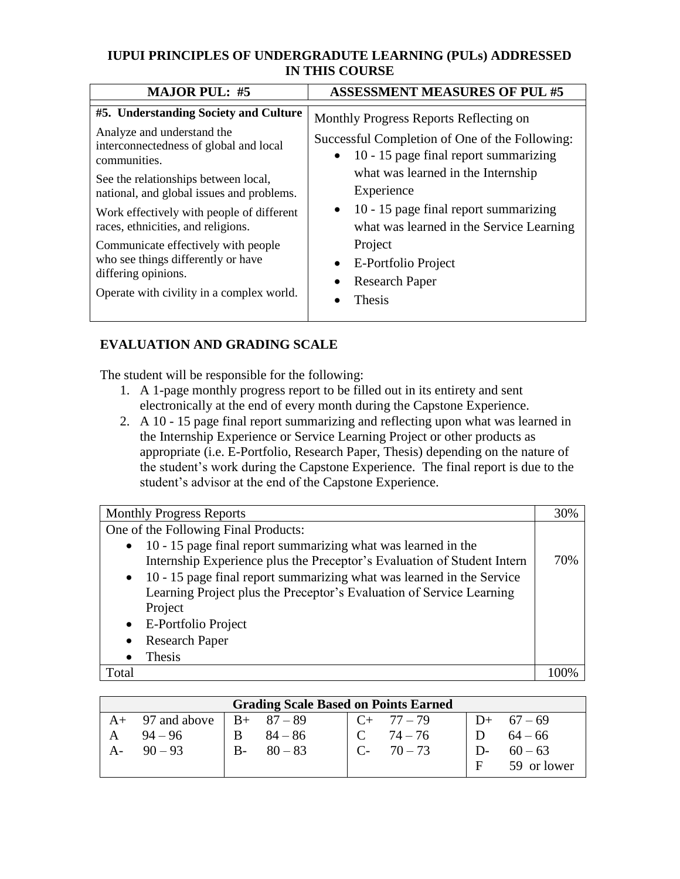## IUPUI PRINCIPLES OF UNDERGRADUTE LEARNING (PULs) ADDRESSED IN THIS COURSE

| MAJOR PUL: #5 | ASSESSMENT MEASURES OF PUL #5 |
|---|---|
| **#5. Understanding Society and Culture**<br>Analyze and understand the interconnectedness of global and local communities.<br>See the relationships between local, national, and global issues and problems.<br>Work effectively with people of different races, ethnicities, and religions.<br>Communicate effectively with people who see things differently or have differing opinions.<br>Operate with civility in a complex world. | Monthly Progress Reports Reflecting on Successful Completion of One of the Following:<br>• 10 - 15 page final report summarizing what was learned in the Internship Experience<br>• 10 - 15 page final report summarizing what was learned in the Service Learning Project<br>• E-Portfolio Project<br>• Research Paper<br>• Thesis |

## EVALUATION AND GRADING SCALE

The student will be responsible for the following:

1. A 1-page monthly progress report to be filled out in its entirety and sent electronically at the end of every month during the Capstone Experience.
2. A 10 - 15 page final report summarizing and reflecting upon what was learned in the Internship Experience or Service Learning Project or other products as appropriate (i.e. E-Portfolio, Research Paper, Thesis) depending on the nature of the student's work during the Capstone Experience. The final report is due to the student's advisor at the end of the Capstone Experience.

| | |
|---|---|
| Monthly Progress Reports | 30% |
| One of the Following Final Products:<br>• 10 - 15 page final report summarizing what was learned in the Internship Experience plus the Preceptor's Evaluation of Student Intern<br>• 10 - 15 page final report summarizing what was learned in the Service Learning Project plus the Preceptor's Evaluation of Service Learning Project<br>• E-Portfolio Project<br>• Research Paper<br>• Thesis | 70% |
| Total | 100% |

| Grading Scale Based on Points Earned | | | | | | | |
|---|---|---|---|---|---|---|---|
| A+ | 97 and above | B+ | 87 – 89 | C+ | 77 – 79 | D+ | 67 – 69 |
| A | 94 – 96 | B | 84 – 86 | C | 74 – 76 | D | 64 – 66 |
| A- | 90 – 93 | B- | 80 – 83 | C- | 70 – 73 | D- | 60 – 63 |
| | | | | | | F | 59 or lower |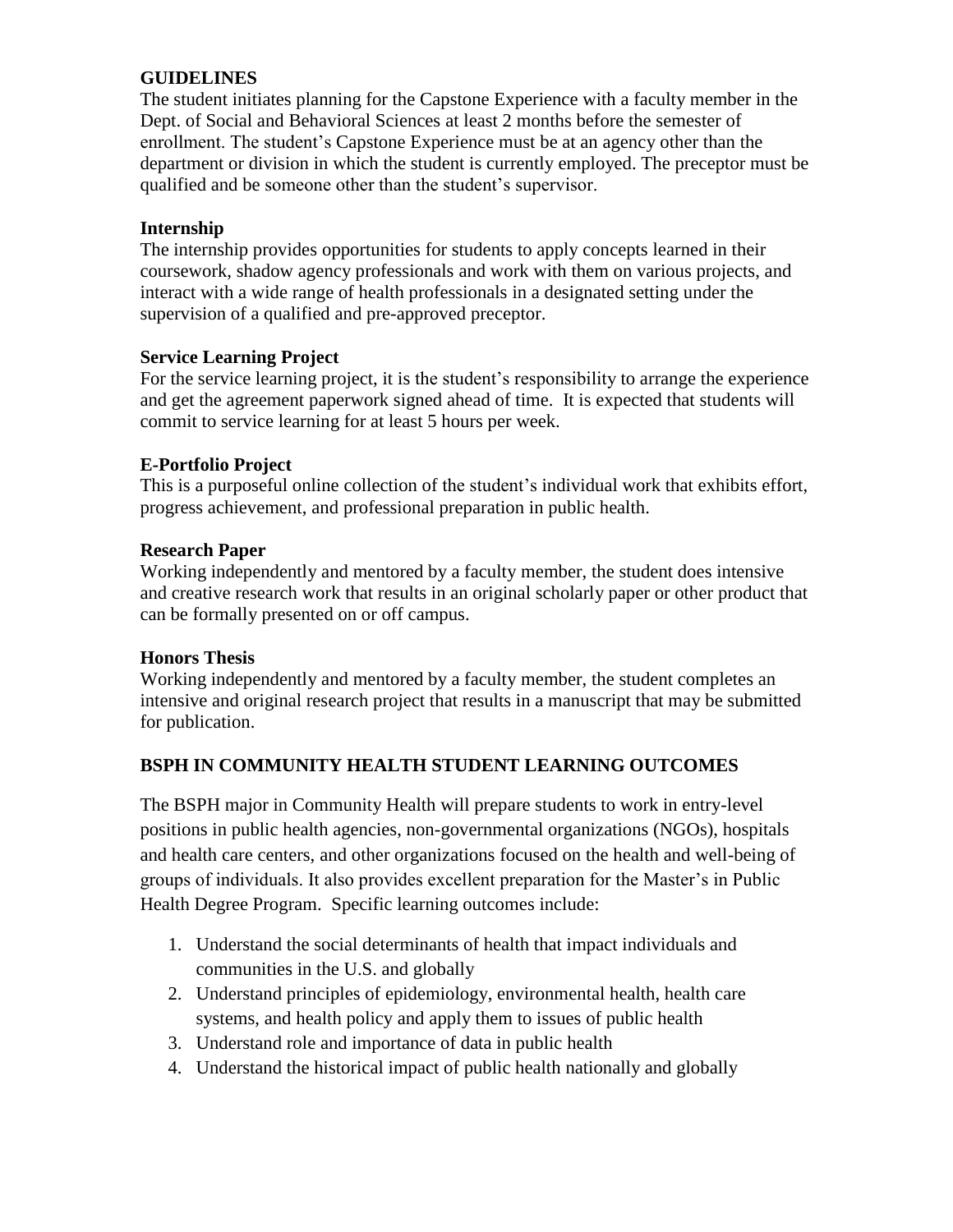**GUIDELINES**

The student initiates planning for the Capstone Experience with a faculty member in the Dept. of Social and Behavioral Sciences at least 2 months before the semester of enrollment. The student's Capstone Experience must be at an agency other than the department or division in which the student is currently employed. The preceptor must be qualified and be someone other than the student's supervisor.

**Internship**

The internship provides opportunities for students to apply concepts learned in their coursework, shadow agency professionals and work with them on various projects, and interact with a wide range of health professionals in a designated setting under the supervision of a qualified and pre-approved preceptor.

**Service Learning Project**

For the service learning project, it is the student's responsibility to arrange the experience and get the agreement paperwork signed ahead of time. It is expected that students will commit to service learning for at least 5 hours per week.

**E-Portfolio Project**

This is a purposeful online collection of the student's individual work that exhibits effort, progress achievement, and professional preparation in public health.

**Research Paper**

Working independently and mentored by a faculty member, the student does intensive and creative research work that results in an original scholarly paper or other product that can be formally presented on or off campus.

**Honors Thesis**

Working independently and mentored by a faculty member, the student completes an intensive and original research project that results in a manuscript that may be submitted for publication.

**BSPH IN COMMUNITY HEALTH STUDENT LEARNING OUTCOMES**

The BSPH major in Community Health will prepare students to work in entry-level positions in public health agencies, non-governmental organizations (NGOs), hospitals and health care centers, and other organizations focused on the health and well-being of groups of individuals. It also provides excellent preparation for the Master's in Public Health Degree Program. Specific learning outcomes include:

1. Understand the social determinants of health that impact individuals and communities in the U.S. and globally
2. Understand principles of epidemiology, environmental health, health care systems, and health policy and apply them to issues of public health
3. Understand role and importance of data in public health
4. Understand the historical impact of public health nationally and globally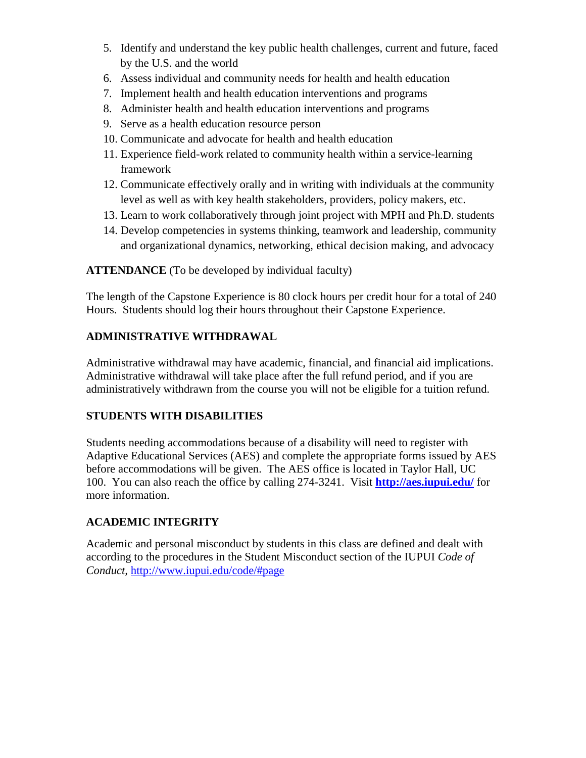5. Identify and understand the key public health challenges, current and future, faced by the U.S. and the world
6. Assess individual and community needs for health and health education
7. Implement health and health education interventions and programs
8. Administer health and health education interventions and programs
9. Serve as a health education resource person
10. Communicate and advocate for health and health education
11. Experience field-work related to community health within a service-learning framework
12. Communicate effectively orally and in writing with individuals at the community level as well as with key health stakeholders, providers, policy makers, etc.
13. Learn to work collaboratively through joint project with MPH and Ph.D. students
14. Develop competencies in systems thinking, teamwork and leadership, community and organizational dynamics, networking, ethical decision making, and advocacy

**ATTENDANCE** (To be developed by individual faculty)

The length of the Capstone Experience is 80 clock hours per credit hour for a total of 240 Hours. Students should log their hours throughout their Capstone Experience.

**ADMINISTRATIVE WITHDRAWAL**

Administrative withdrawal may have academic, financial, and financial aid implications. Administrative withdrawal will take place after the full refund period, and if you are administratively withdrawn from the course you will not be eligible for a tuition refund.

**STUDENTS WITH DISABILITIES**

Students needing accommodations because of a disability will need to register with Adaptive Educational Services (AES) and complete the appropriate forms issued by AES before accommodations will be given. The AES office is located in Taylor Hall, UC 100. You can also reach the office by calling 274-3241. Visit **http://aes.iupui.edu/** for more information.

**ACADEMIC INTEGRITY**

Academic and personal misconduct by students in this class are defined and dealt with according to the procedures in the Student Misconduct section of the IUPUI *Code of Conduct*, http://www.iupui.edu/code/#page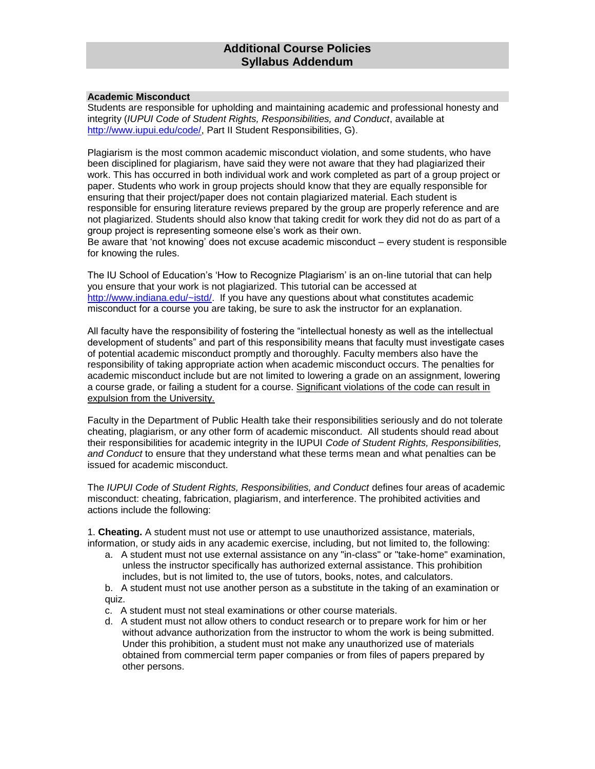# Additional Course Policies
# Syllabus Addendum

## Academic Misconduct

Students are responsible for upholding and maintaining academic and professional honesty and integrity (*IUPUI Code of Student Rights, Responsibilities, and Conduct*, available at http://www.iupui.edu/code/, Part II Student Responsibilities, G).

Plagiarism is the most common academic misconduct violation, and some students, who have been disciplined for plagiarism, have said they were not aware that they had plagiarized their work. This has occurred in both individual work and work completed as part of a group project or paper. Students who work in group projects should know that they are equally responsible for ensuring that their project/paper does not contain plagiarized material. Each student is responsible for ensuring literature reviews prepared by the group are properly reference and are not plagiarized. Students should also know that taking credit for work they did not do as part of a group project is representing someone else's work as their own.
Be aware that 'not knowing' does not excuse academic misconduct – every student is responsible for knowing the rules.

The IU School of Education's 'How to Recognize Plagiarism' is an on-line tutorial that can help you ensure that your work is not plagiarized. This tutorial can be accessed at http://www.indiana.edu/~istd/. If you have any questions about what constitutes academic misconduct for a course you are taking, be sure to ask the instructor for an explanation.

All faculty have the responsibility of fostering the "intellectual honesty as well as the intellectual development of students" and part of this responsibility means that faculty must investigate cases of potential academic misconduct promptly and thoroughly. Faculty members also have the responsibility of taking appropriate action when academic misconduct occurs. The penalties for academic misconduct include but are not limited to lowering a grade on an assignment, lowering a course grade, or failing a student for a course. Significant violations of the code can result in expulsion from the University.

Faculty in the Department of Public Health take their responsibilities seriously and do not tolerate cheating, plagiarism, or any other form of academic misconduct. All students should read about their responsibilities for academic integrity in the IUPUI *Code of Student Rights, Responsibilities, and Conduct* to ensure that they understand what these terms mean and what penalties can be issued for academic misconduct.

The *IUPUI Code of Student Rights, Responsibilities, and Conduct* defines four areas of academic misconduct: cheating, fabrication, plagiarism, and interference. The prohibited activities and actions include the following:

1. **Cheating.** A student must not use or attempt to use unauthorized assistance, materials, information, or study aids in any academic exercise, including, but not limited to, the following:
   a. A student must not use external assistance on any "in-class" or "take-home" examination, unless the instructor specifically has authorized external assistance. This prohibition includes, but is not limited to, the use of tutors, books, notes, and calculators.
   b. A student must not use another person as a substitute in the taking of an examination or quiz.
   c. A student must not steal examinations or other course materials.
   d. A student must not allow others to conduct research or to prepare work for him or her without advance authorization from the instructor to whom the work is being submitted. Under this prohibition, a student must not make any unauthorized use of materials obtained from commercial term paper companies or from files of papers prepared by other persons.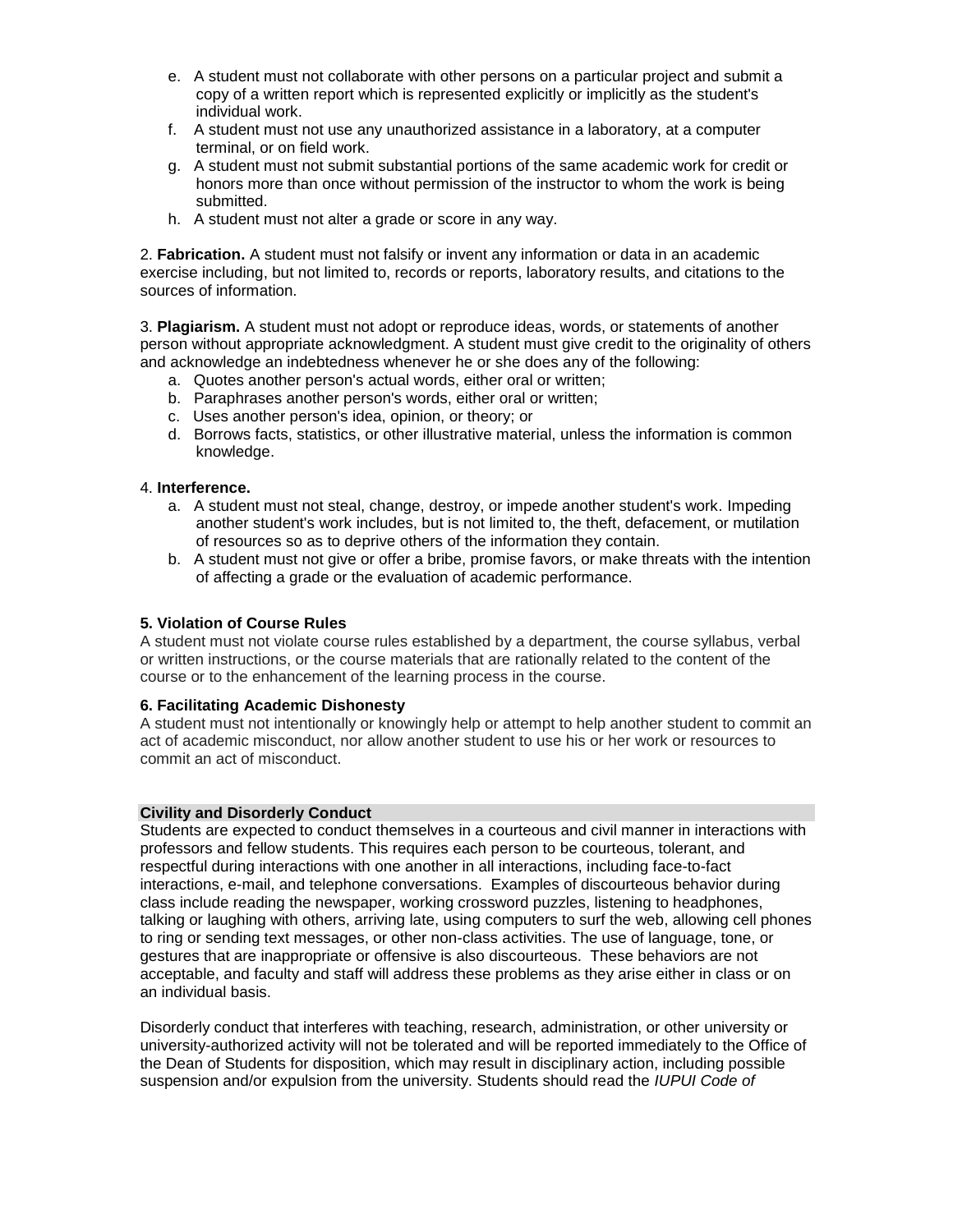e. A student must not collaborate with other persons on a particular project and submit a copy of a written report which is represented explicitly or implicitly as the student's individual work.
f. A student must not use any unauthorized assistance in a laboratory, at a computer terminal, or on field work.
g. A student must not submit substantial portions of the same academic work for credit or honors more than once without permission of the instructor to whom the work is being submitted.
h. A student must not alter a grade or score in any way.

2. **Fabrication.** A student must not falsify or invent any information or data in an academic exercise including, but not limited to, records or reports, laboratory results, and citations to the sources of information.

3. **Plagiarism.** A student must not adopt or reproduce ideas, words, or statements of another person without appropriate acknowledgment. A student must give credit to the originality of others and acknowledge an indebtedness whenever he or she does any of the following:

a. Quotes another person's actual words, either oral or written;
b. Paraphrases another person's words, either oral or written;
c. Uses another person's idea, opinion, or theory; or
d. Borrows facts, statistics, or other illustrative material, unless the information is common knowledge.

4. **Interference.**

a. A student must not steal, change, destroy, or impede another student's work. Impeding another student's work includes, but is not limited to, the theft, defacement, or mutilation of resources so as to deprive others of the information they contain.
b. A student must not give or offer a bribe, promise favors, or make threats with the intention of affecting a grade or the evaluation of academic performance.

**5. Violation of Course Rules**

A student must not violate course rules established by a department, the course syllabus, verbal or written instructions, or the course materials that are rationally related to the content of the course or to the enhancement of the learning process in the course.

**6. Facilitating Academic Dishonesty**

A student must not intentionally or knowingly help or attempt to help another student to commit an act of academic misconduct, nor allow another student to use his or her work or resources to commit an act of misconduct.

### Civility and Disorderly Conduct

Students are expected to conduct themselves in a courteous and civil manner in interactions with professors and fellow students. This requires each person to be courteous, tolerant, and respectful during interactions with one another in all interactions, including face-to-fact interactions, e-mail, and telephone conversations. Examples of discourteous behavior during class include reading the newspaper, working crossword puzzles, listening to headphones, talking or laughing with others, arriving late, using computers to surf the web, allowing cell phones to ring or sending text messages, or other non-class activities. The use of language, tone, or gestures that are inappropriate or offensive is also discourteous. These behaviors are not acceptable, and faculty and staff will address these problems as they arise either in class or on an individual basis.

Disorderly conduct that interferes with teaching, research, administration, or other university or university-authorized activity will not be tolerated and will be reported immediately to the Office of the Dean of Students for disposition, which may result in disciplinary action, including possible suspension and/or expulsion from the university. Students should read the *IUPUI Code of*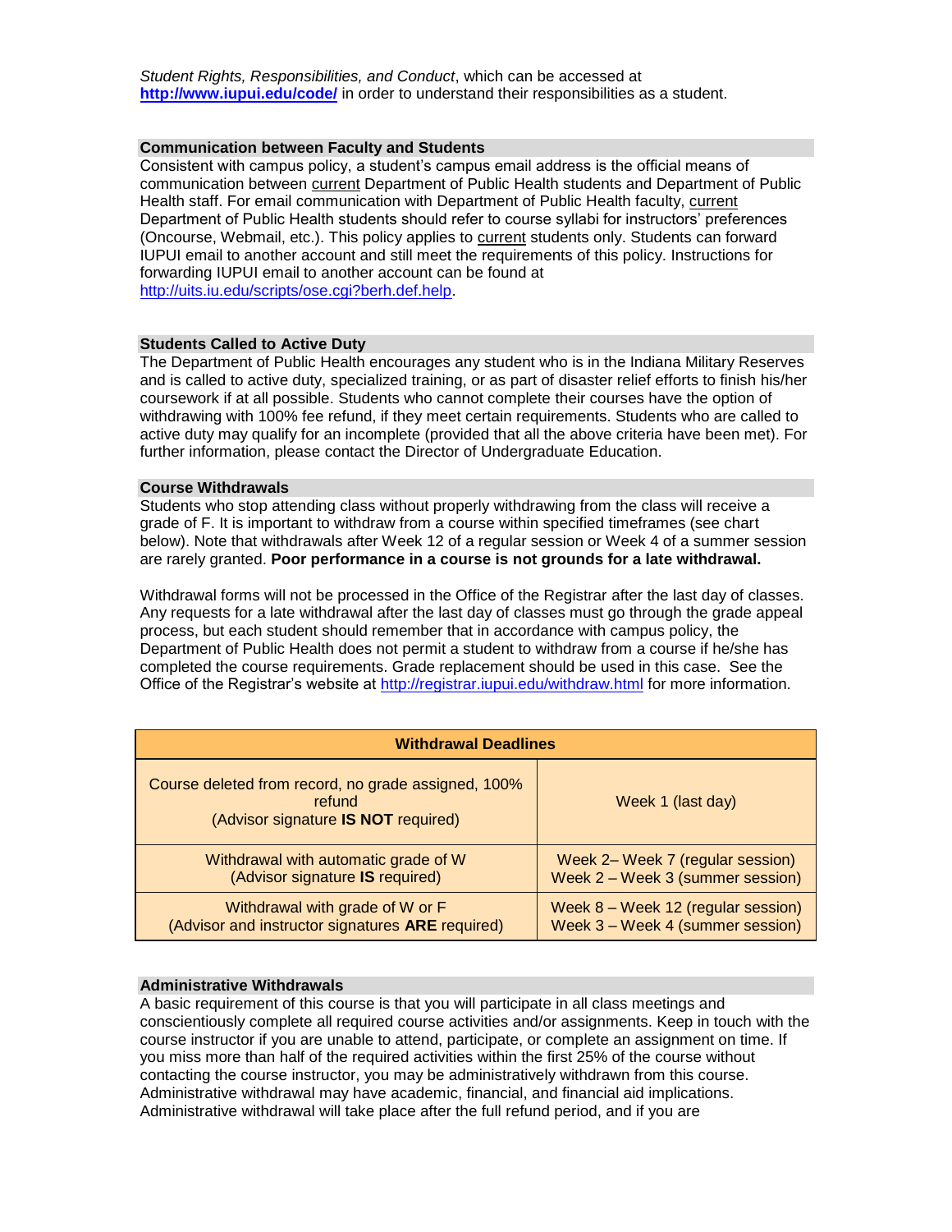*Student Rights, Responsibilities, and Conduct*, which can be accessed at **http://www.iupui.edu/code/** in order to understand their responsibilities as a student.

### Communication between Faculty and Students

Consistent with campus policy, a student's campus email address is the official means of communication between current Department of Public Health students and Department of Public Health staff. For email communication with Department of Public Health faculty, current Department of Public Health students should refer to course syllabi for instructors' preferences (Oncourse, Webmail, etc.). This policy applies to current students only. Students can forward IUPUI email to another account and still meet the requirements of this policy. Instructions for forwarding IUPUI email to another account can be found at http://uits.iu.edu/scripts/ose.cgi?berh.def.help.

### Students Called to Active Duty

The Department of Public Health encourages any student who is in the Indiana Military Reserves and is called to active duty, specialized training, or as part of disaster relief efforts to finish his/her coursework if at all possible. Students who cannot complete their courses have the option of withdrawing with 100% fee refund, if they meet certain requirements. Students who are called to active duty may qualify for an incomplete (provided that all the above criteria have been met). For further information, please contact the Director of Undergraduate Education.

### Course Withdrawals

Students who stop attending class without properly withdrawing from the class will receive a grade of F. It is important to withdraw from a course within specified timeframes (see chart below). Note that withdrawals after Week 12 of a regular session or Week 4 of a summer session are rarely granted. **Poor performance in a course is not grounds for a late withdrawal.**

Withdrawal forms will not be processed in the Office of the Registrar after the last day of classes. Any requests for a late withdrawal after the last day of classes must go through the grade appeal process, but each student should remember that in accordance with campus policy, the Department of Public Health does not permit a student to withdraw from a course if he/she has completed the course requirements. Grade replacement should be used in this case. See the Office of the Registrar's website at http://registrar.iupui.edu/withdraw.html for more information.

| Withdrawal Deadlines | |
|---|---|
| Course deleted from record, no grade assigned, 100% refund (Advisor signature **IS NOT** required) | Week 1 (last day) |
| Withdrawal with automatic grade of W (Advisor signature **IS** required) | Week 2– Week 7 (regular session)<br>Week 2 – Week 3 (summer session) |
| Withdrawal with grade of W or F (Advisor and instructor signatures **ARE** required) | Week 8 – Week 12 (regular session)<br>Week 3 – Week 4 (summer session) |

### Administrative Withdrawals

A basic requirement of this course is that you will participate in all class meetings and conscientiously complete all required course activities and/or assignments. Keep in touch with the course instructor if you are unable to attend, participate, or complete an assignment on time. If you miss more than half of the required activities within the first 25% of the course without contacting the course instructor, you may be administratively withdrawn from this course. Administrative withdrawal may have academic, financial, and financial aid implications. Administrative withdrawal will take place after the full refund period, and if you are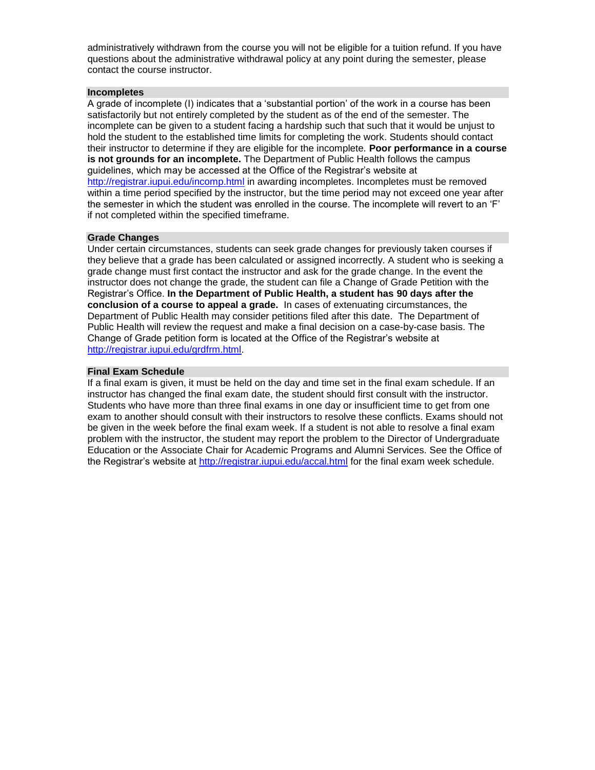administratively withdrawn from the course you will not be eligible for a tuition refund. If you have questions about the administrative withdrawal policy at any point during the semester, please contact the course instructor.

### Incompletes

A grade of incomplete (I) indicates that a 'substantial portion' of the work in a course has been satisfactorily but not entirely completed by the student as of the end of the semester. The incomplete can be given to a student facing a hardship such that such that it would be unjust to hold the student to the established time limits for completing the work. Students should contact their instructor to determine if they are eligible for the incomplete. **Poor performance in a course is not grounds for an incomplete.** The Department of Public Health follows the campus guidelines, which may be accessed at the Office of the Registrar's website at http://registrar.iupui.edu/incomp.html in awarding incompletes. Incompletes must be removed within a time period specified by the instructor, but the time period may not exceed one year after the semester in which the student was enrolled in the course. The incomplete will revert to an 'F' if not completed within the specified timeframe.

### Grade Changes

Under certain circumstances, students can seek grade changes for previously taken courses if they believe that a grade has been calculated or assigned incorrectly. A student who is seeking a grade change must first contact the instructor and ask for the grade change. In the event the instructor does not change the grade, the student can file a Change of Grade Petition with the Registrar's Office. **In the Department of Public Health, a student has 90 days after the conclusion of a course to appeal a grade.** In cases of extenuating circumstances, the Department of Public Health may consider petitions filed after this date. The Department of Public Health will review the request and make a final decision on a case-by-case basis. The Change of Grade petition form is located at the Office of the Registrar's website at http://registrar.iupui.edu/grdfrm.html.

### Final Exam Schedule

If a final exam is given, it must be held on the day and time set in the final exam schedule. If an instructor has changed the final exam date, the student should first consult with the instructor. Students who have more than three final exams in one day or insufficient time to get from one exam to another should consult with their instructors to resolve these conflicts. Exams should not be given in the week before the final exam week. If a student is not able to resolve a final exam problem with the instructor, the student may report the problem to the Director of Undergraduate Education or the Associate Chair for Academic Programs and Alumni Services. See the Office of the Registrar's website at http://registrar.iupui.edu/accal.html for the final exam week schedule.